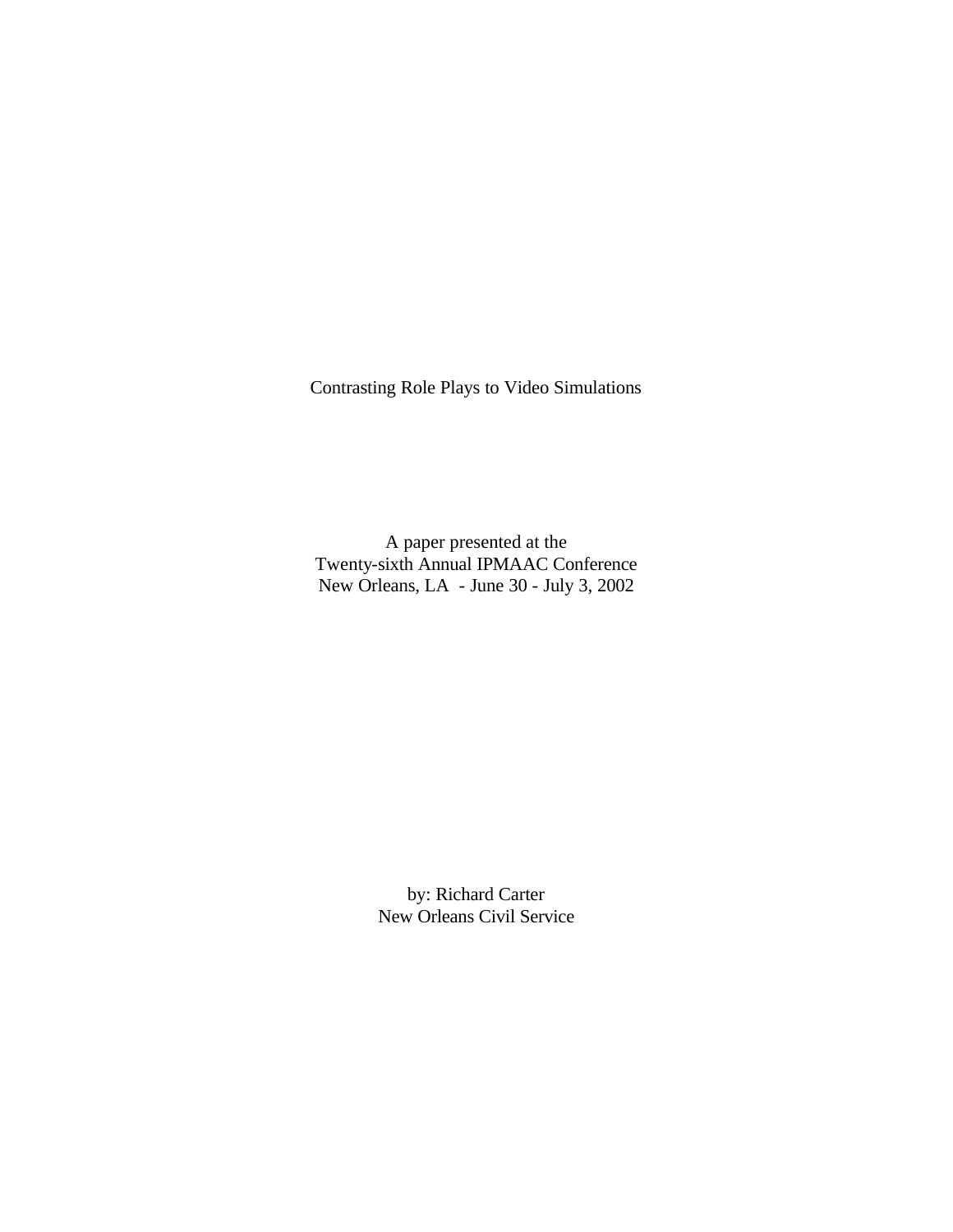# Contrasting Role Plays to Video Simulations

A paper presented at the
Twenty-sixth Annual IPMAAC Conference
New Orleans, LA - June 30 - July 3, 2002

by: Richard Carter
New Orleans Civil Service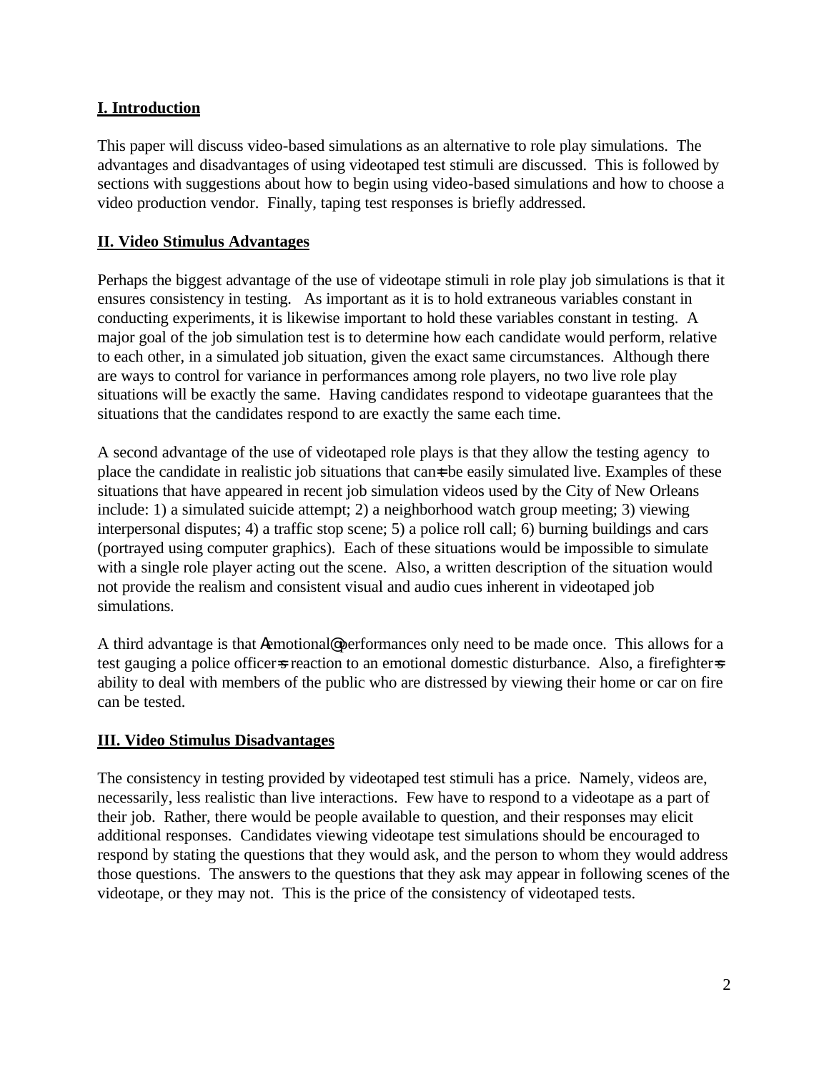## I. Introduction

This paper will discuss video-based simulations as an alternative to role play simulations. The advantages and disadvantages of using videotaped test stimuli are discussed. This is followed by sections with suggestions about how to begin using video-based simulations and how to choose a video production vendor. Finally, taping test responses is briefly addressed.

## II. Video Stimulus Advantages

Perhaps the biggest advantage of the use of videotape stimuli in role play job simulations is that it ensures consistency in testing. As important as it is to hold extraneous variables constant in conducting experiments, it is likewise important to hold these variables constant in testing. A major goal of the job simulation test is to determine how each candidate would perform, relative to each other, in a simulated job situation, given the exact same circumstances. Although there are ways to control for variance in performances among role players, no two live role play situations will be exactly the same. Having candidates respond to videotape guarantees that the situations that the candidates respond to are exactly the same each time.

A second advantage of the use of videotaped role plays is that they allow the testing agency to place the candidate in realistic job situations that can=t be easily simulated live. Examples of these situations that have appeared in recent job simulation videos used by the City of New Orleans include: 1) a simulated suicide attempt; 2) a neighborhood watch group meeting; 3) viewing interpersonal disputes; 4) a traffic stop scene; 5) a police roll call; 6) burning buildings and cars (portrayed using computer graphics). Each of these situations would be impossible to simulate with a single role player acting out the scene. Also, a written description of the situation would not provide the realism and consistent visual and audio cues inherent in videotaped job simulations.

A third advantage is that Aemotional@ performances only need to be made once. This allows for a test gauging a police officer=s reaction to an emotional domestic disturbance. Also, a firefighter=s ability to deal with members of the public who are distressed by viewing their home or car on fire can be tested.

## III. Video Stimulus Disadvantages

The consistency in testing provided by videotaped test stimuli has a price. Namely, videos are, necessarily, less realistic than live interactions. Few have to respond to a videotape as a part of their job. Rather, there would be people available to question, and their responses may elicit additional responses. Candidates viewing videotape test simulations should be encouraged to respond by stating the questions that they would ask, and the person to whom they would address those questions. The answers to the questions that they ask may appear in following scenes of the videotape, or they may not. This is the price of the consistency of videotaped tests.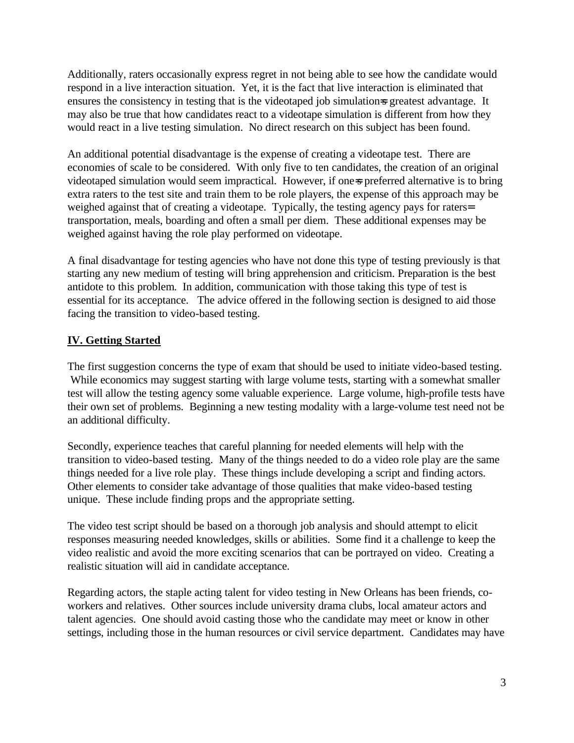Additionally, raters occasionally express regret in not being able to see how the candidate would respond in a live interaction situation. Yet, it is the fact that live interaction is eliminated that ensures the consistency in testing that is the videotaped job simulation=s greatest advantage. It may also be true that how candidates react to a videotape simulation is different from how they would react in a live testing simulation. No direct research on this subject has been found.

An additional potential disadvantage is the expense of creating a videotape test. There are economies of scale to be considered. With only five to ten candidates, the creation of an original videotaped simulation would seem impractical. However, if one=s preferred alternative is to bring extra raters to the test site and train them to be role players, the expense of this approach may be weighed against that of creating a videotape. Typically, the testing agency pays for raters= transportation, meals, boarding and often a small per diem. These additional expenses may be weighed against having the role play performed on videotape.

A final disadvantage for testing agencies who have not done this type of testing previously is that starting any new medium of testing will bring apprehension and criticism. Preparation is the best antidote to this problem. In addition, communication with those taking this type of test is essential for its acceptance. The advice offered in the following section is designed to aid those facing the transition to video-based testing.

## IV. Getting Started

The first suggestion concerns the type of exam that should be used to initiate video-based testing. While economics may suggest starting with large volume tests, starting with a somewhat smaller test will allow the testing agency some valuable experience. Large volume, high-profile tests have their own set of problems. Beginning a new testing modality with a large-volume test need not be an additional difficulty.

Secondly, experience teaches that careful planning for needed elements will help with the transition to video-based testing. Many of the things needed to do a video role play are the same things needed for a live role play. These things include developing a script and finding actors. Other elements to consider take advantage of those qualities that make video-based testing unique. These include finding props and the appropriate setting.

The video test script should be based on a thorough job analysis and should attempt to elicit responses measuring needed knowledges, skills or abilities. Some find it a challenge to keep the video realistic and avoid the more exciting scenarios that can be portrayed on video. Creating a realistic situation will aid in candidate acceptance.

Regarding actors, the staple acting talent for video testing in New Orleans has been friends, co-workers and relatives. Other sources include university drama clubs, local amateur actors and talent agencies. One should avoid casting those who the candidate may meet or know in other settings, including those in the human resources or civil service department. Candidates may have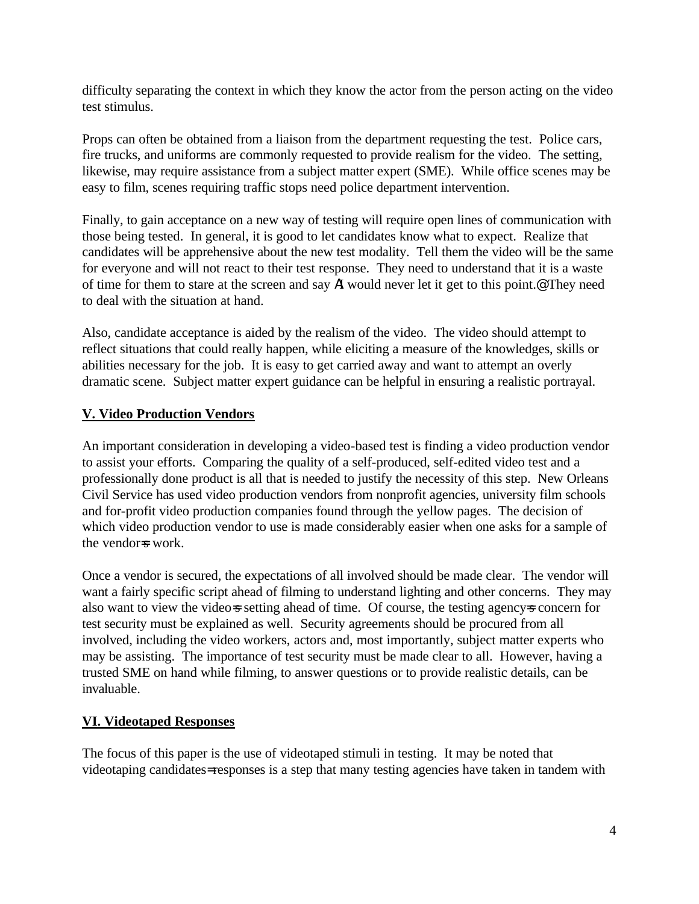difficulty separating the context in which they know the actor from the person acting on the video test stimulus.

Props can often be obtained from a liaison from the department requesting the test. Police cars, fire trucks, and uniforms are commonly requested to provide realism for the video. The setting, likewise, may require assistance from a subject matter expert (SME). While office scenes may be easy to film, scenes requiring traffic stops need police department intervention.

Finally, to gain acceptance on a new way of testing will require open lines of communication with those being tested. In general, it is good to let candidates know what to expect. Realize that candidates will be apprehensive about the new test modality. Tell them the video will be the same for everyone and will not react to their test response. They need to understand that it is a waste of time for them to stare at the screen and say ΑI would never let it get to this point.@ They need to deal with the situation at hand.

Also, candidate acceptance is aided by the realism of the video. The video should attempt to reflect situations that could really happen, while eliciting a measure of the knowledges, skills or abilities necessary for the job. It is easy to get carried away and want to attempt an overly dramatic scene. Subject matter expert guidance can be helpful in ensuring a realistic portrayal.

## V. Video Production Vendors

An important consideration in developing a video-based test is finding a video production vendor to assist your efforts. Comparing the quality of a self-produced, self-edited video test and a professionally done product is all that is needed to justify the necessity of this step. New Orleans Civil Service has used video production vendors from nonprofit agencies, university film schools and for-profit video production companies found through the yellow pages. The decision of which video production vendor to use is made considerably easier when one asks for a sample of the vendor=s work.

Once a vendor is secured, the expectations of all involved should be made clear. The vendor will want a fairly specific script ahead of filming to understand lighting and other concerns. They may also want to view the video=s setting ahead of time. Of course, the testing agency=s concern for test security must be explained as well. Security agreements should be procured from all involved, including the video workers, actors and, most importantly, subject matter experts who may be assisting. The importance of test security must be made clear to all. However, having a trusted SME on hand while filming, to answer questions or to provide realistic details, can be invaluable.

## VI. Videotaped Responses

The focus of this paper is the use of videotaped stimuli in testing. It may be noted that videotaping candidates= responses is a step that many testing agencies have taken in tandem with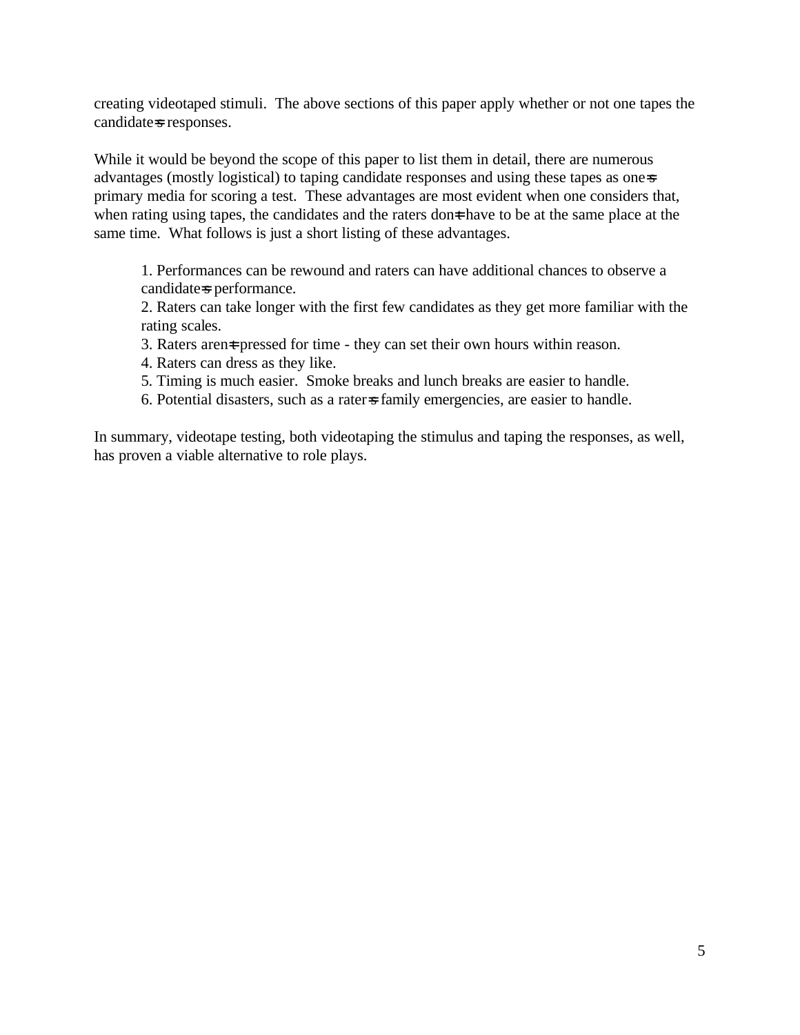creating videotaped stimuli. The above sections of this paper apply whether or not one tapes the candidate=s responses.

While it would be beyond the scope of this paper to list them in detail, there are numerous advantages (mostly logistical) to taping candidate responses and using these tapes as one=s primary media for scoring a test. These advantages are most evident when one considers that, when rating using tapes, the candidates and the raters don=t have to be at the same place at the same time. What follows is just a short listing of these advantages.

1. Performances can be rewound and raters can have additional chances to observe a candidate=s performance.
2. Raters can take longer with the first few candidates as they get more familiar with the rating scales.
3. Raters aren=t pressed for time - they can set their own hours within reason.
4. Raters can dress as they like.
5. Timing is much easier. Smoke breaks and lunch breaks are easier to handle.
6. Potential disasters, such as a rater=s family emergencies, are easier to handle.

In summary, videotape testing, both videotaping the stimulus and taping the responses, as well, has proven a viable alternative to role plays.